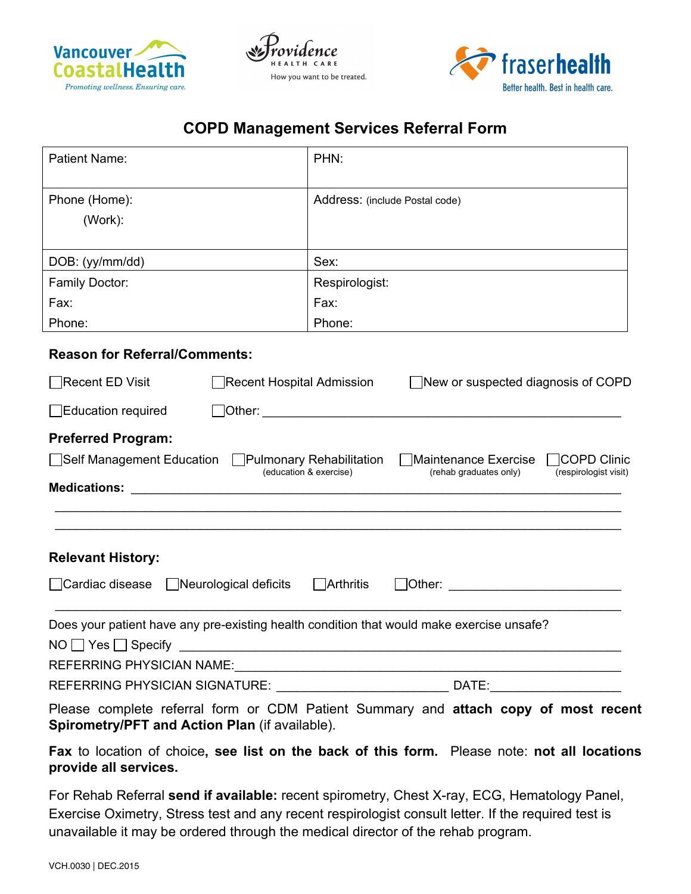Vancouver CoastalHealth
*Promoting wellness. Ensuring care.*

Providence HEALTH CARE
How you want to be treated.

fraserhealth
Better health. Best in health care.

# COPD Management Services Referral Form

| Patient Name: | PHN: |
|---|---|
| Phone (Home):<br>(Work): | Address: (include Postal code) |
| DOB: (yy/mm/dd) | Sex: |
| Family Doctor:<br>Fax:<br>Phone: | Respirologist:<br>Fax:<br>Phone: |

**Reason for Referral/Comments:**

☐ Recent ED Visit ☐ Recent Hospital Admission ☐ New or suspected diagnosis of COPD

☐ Education required ☐ Other: ____________________________________________

**Preferred Program:**

☐ Self Management Education ☐ Pulmonary Rehabilitation (education & exercise) ☐ Maintenance Exercise (rehab graduates only) ☐ COPD Clinic (respirologist visit)

**Medications:** ____________________________________________________________

____________________________________________________________

____________________________________________________________

**Relevant History:**

☐ Cardiac disease ☐ Neurological deficits ☐ Arthritis ☐ Other: ______________________

____________________________________________________________

Does your patient have any pre-existing health condition that would make exercise unsafe?

NO ☐ Yes ☐ Specify ____________________________________________________

REFERRING PHYSICIAN NAME:______________________________________________

REFERRING PHYSICIAN SIGNATURE: ______________________ DATE:__________________

Please complete referral form or CDM Patient Summary and **attach copy of most recent Spirometry/PFT and Action Plan** (if available).

**Fax** to location of choice**, see list on the back of this form.** Please note: **not all locations provide all services.**

For Rehab Referral **send if available:** recent spirometry, Chest X-ray, ECG, Hematology Panel, Exercise Oximetry, Stress test and any recent respirologist consult letter. If the required test is unavailable it may be ordered through the medical director of the rehab program.

VCH.0030 | DEC.2015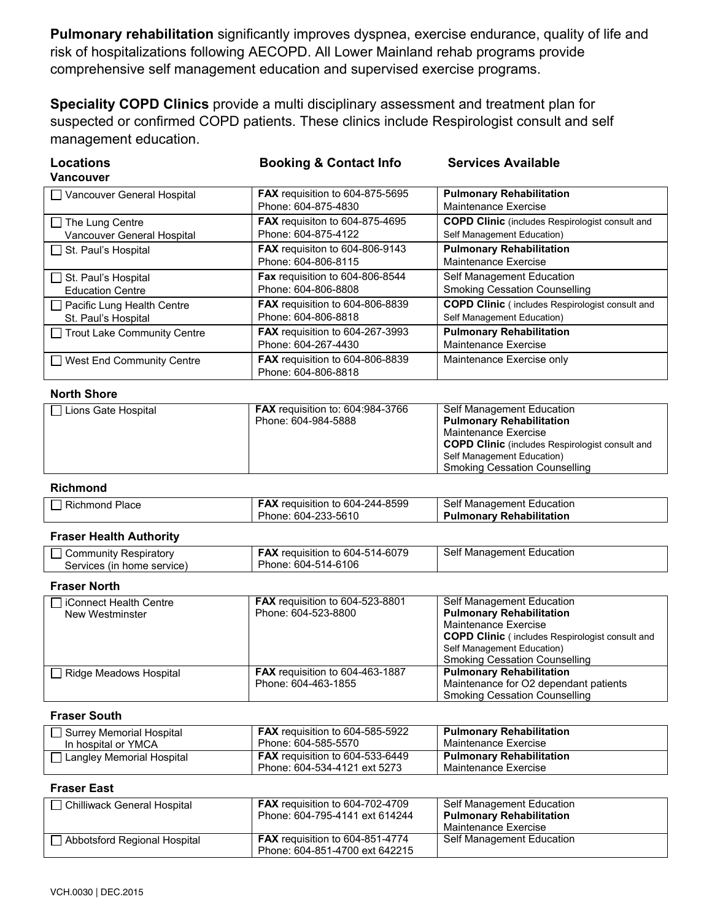**Pulmonary rehabilitation** significantly improves dyspnea, exercise endurance, quality of life and risk of hospitalizations following AECOPD. All Lower Mainland rehab programs provide comprehensive self management education and supervised exercise programs.

**Speciality COPD Clinics** provide a multi disciplinary assessment and treatment plan for suspected or confirmed COPD patients. These clinics include Respirologist consult and self management education.

| Locations | Booking & Contact Info | Services Available |
|---|---|---|
| **Vancouver** | | |
| ☐ Vancouver General Hospital | **FAX** requisition to 604-875-5695<br>Phone: 604-875-4830 | **Pulmonary Rehabilitation**<br>Maintenance Exercise |
| ☐ The Lung Centre<br>Vancouver General Hospital | **FAX** requisiton to 604-875-4695<br>Phone: 604-875-4122 | **COPD Clinic** (includes Respirologist consult and Self Management Education) |
| ☐ St. Paul's Hospital | **FAX** requisiton to 604-806-9143<br>Phone: 604-806-8115 | **Pulmonary Rehabilitation**<br>Maintenance Exercise |
| ☐ St. Paul's Hospital<br>Education Centre | **Fax** requisition to 604-806-8544<br>Phone: 604-806-8808 | Self Management Education<br>Smoking Cessation Counselling |
| ☐ Pacific Lung Health Centre<br>St. Paul's Hospital | **FAX** requisition to 604-806-8839<br>Phone: 604-806-8818 | **COPD Clinic** ( includes Respirologist consult and Self Management Education) |
| ☐ Trout Lake Community Centre | **FAX** requisition to 604-267-3993<br>Phone: 604-267-4430 | **Pulmonary Rehabilitation**<br>Maintenance Exercise |
| ☐ West End Community Centre | **FAX** requisition to 604-806-8839<br>Phone: 604-806-8818 | Maintenance Exercise only |
| **North Shore** | | |
| ☐ Lions Gate Hospital | **FAX** requisition to: 604:984-3766<br>Phone: 604-984-5888 | Self Management Education<br>**Pulmonary Rehabilitation**<br>Maintenance Exercise<br>**COPD Clinic** (includes Respirologist consult and Self Management Education)<br>Smoking Cessation Counselling |
| **Richmond** | | |
| ☐ Richmond Place | **FAX** requisition to 604-244-8599<br>Phone: 604-233-5610 | Self Management Education<br>**Pulmonary Rehabilitation** |
| **Fraser Health Authority** | | |
| ☐ Community Respiratory<br>Services (in home service) | **FAX** requisition to 604-514-6079<br>Phone: 604-514-6106 | Self Management Education |
| **Fraser North** | | |
| ☐ iConnect Health Centre<br>New Westminster | **FAX** requisition to 604-523-8801<br>Phone: 604-523-8800 | Self Management Education<br>**Pulmonary Rehabilitation**<br>Maintenance Exercise<br>**COPD Clinic** ( includes Respirologist consult and Self Management Education)<br>Smoking Cessation Counselling |
| ☐ Ridge Meadows Hospital | **FAX** requisition to 604-463-1887<br>Phone: 604-463-1855 | **Pulmonary Rehabilitation**<br>Maintenance for O2 dependant patients<br>Smoking Cessation Counselling |
| **Fraser South** | | |
| ☐ Surrey Memorial Hospital<br>In hospital or YMCA | **FAX** requisition to 604-585-5922<br>Phone: 604-585-5570 | **Pulmonary Rehabilitation**<br>Maintenance Exercise |
| ☐ Langley Memorial Hospital | **FAX** requisition to 604-533-6449<br>Phone: 604-534-4121 ext 5273 | **Pulmonary Rehabilitation**<br>Maintenance Exercise |
| **Fraser East** | | |
| ☐ Chilliwack General Hospital | **FAX** requisition to 604-702-4709<br>Phone: 604-795-4141 ext 614244 | Self Management Education<br>**Pulmonary Rehabilitation**<br>Maintenance Exercise |
| ☐ Abbotsford Regional Hospital | **FAX** requisition to 604-851-4774<br>Phone: 604-851-4700 ext 642215 | Self Management Education |

VCH.0030 | DEC.2015